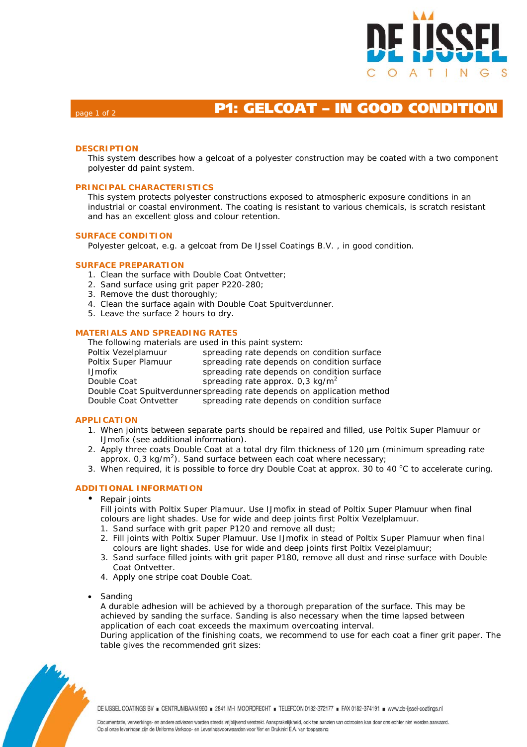# P1: GELCOAT – IN GOOD CONDITION

## DESCRIPTION

This system describes how a gelcoat of a polyester construction may be coated with a two component polyester dd paint system.

## PRINCIPAL CHARACTERISTICS

This system protects polyester constructions exposed to atmospheric exposure conditions in an industrial or coastal environment. The coating is resistant to various chemicals, is scratch resistant and has an excellent gloss and colour retention.

## SURFACE CONDITION

Polyester gelcoat, e.g. a gelcoat from De IJssel Coatings B.V. , in good condition.

## SURFACE PREPARATION

1. Clean the surface with Double Coat Ontvetter;
2. Sand surface using grit paper P220-280;
3. Remove the dust thoroughly;
4. Clean the surface again with Double Coat Spuitverdunner.
5. Leave the surface 2 hours to dry.

## MATERIALS AND SPREADING RATES

The following materials are used in this paint system:

| Material | Spreading rate |
|---|---|
| Poltix Vezelplamuur | spreading rate depends on condition surface |
| Poltix Super Plamuur | spreading rate depends on condition surface |
| IJmofix | spreading rate depends on condition surface |
| Double Coat | spreading rate approx. 0,3 kg/m$^2$ |
| Double Coat Spuitverdunner | spreading rate depends on application method |
| Double Coat Ontvetter | spreading rate depends on condition surface |

## APPLICATION

1. When joints between separate parts should be repaired and filled, use Poltix Super Plamuur or IJmofix (see additional information).
2. Apply three coats Double Coat at a total dry film thickness of 120 µm (minimum spreading rate approx. 0,3 kg/m$^2$). Sand surface between each coat where necessary;
3. When required, it is possible to force dry Double Coat at approx. 30 to 40 °C to accelerate curing.

## ADDITIONAL INFORMATION

- Repair joints

  Fill joints with Poltix Super Plamuur. Use IJmofix in stead of Poltix Super Plamuur when final colours are light shades. Use for wide and deep joints first Poltix Vezelplamuur.

  1. Sand surface with grit paper P120 and remove all dust;
  2. Fill joints with Poltix Super Plamuur. Use IJmofix in stead of Poltix Super Plamuur when final colours are light shades. Use for wide and deep joints first Poltix Vezelplamuur;
  3. Sand surface filled joints with grit paper P180, remove all dust and rinse surface with Double Coat Ontvetter.
  4. Apply one stripe coat Double Coat.

- Sanding

  A durable adhesion will be achieved by a thorough preparation of the surface. This may be achieved by sanding the surface. Sanding is also necessary when the time lapsed between application of each coat exceeds the maximum overcoating interval.

  During application of the finishing coats, we recommend to use for each coat a finer grit paper. The table gives the recommended grit sizes: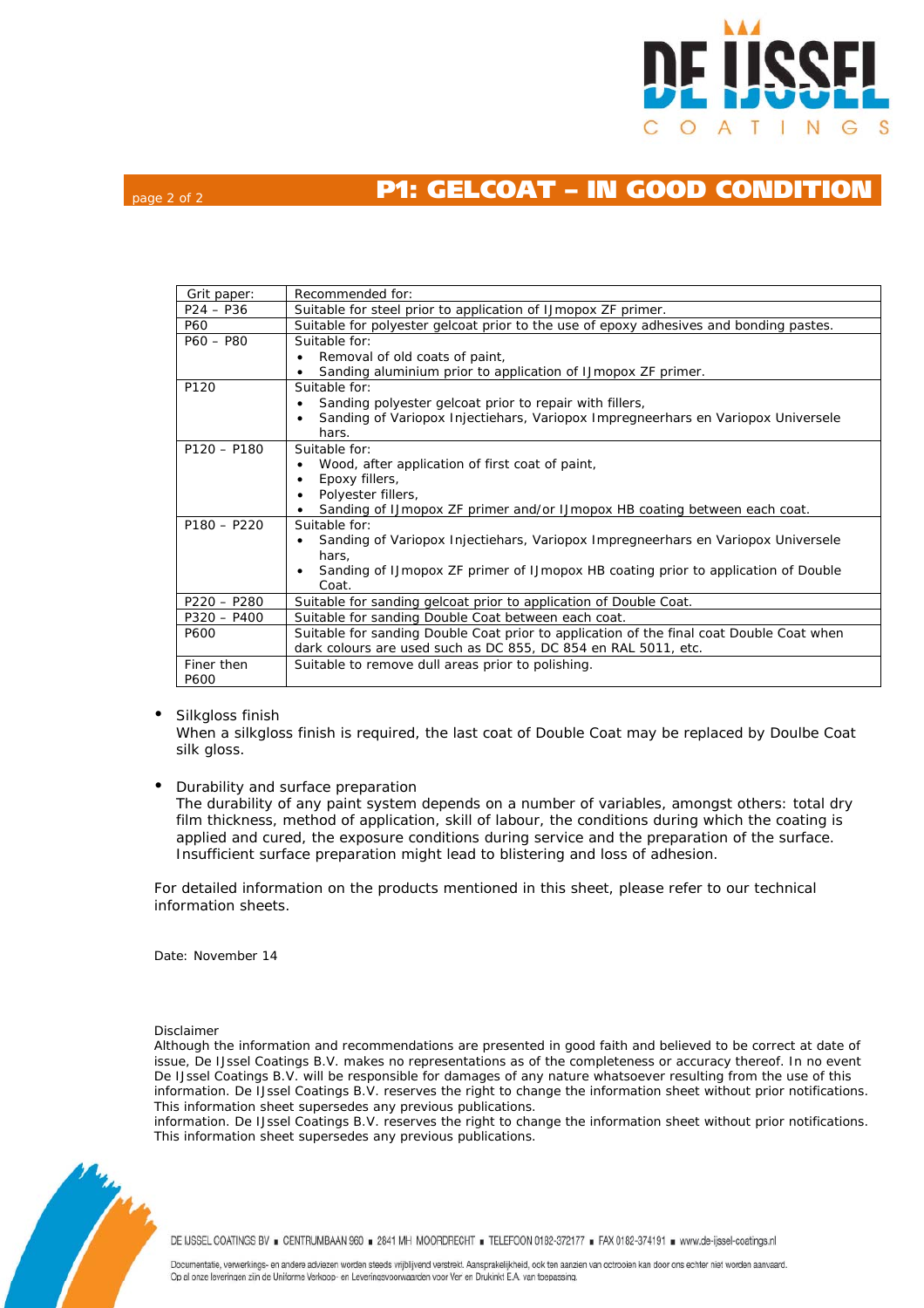## P1: GELCOAT – IN GOOD CONDITION

| Grit paper: | Recommended for: |
|---|---|
| P24 – P36 | Suitable for steel prior to application of IJmopox ZF primer. |
| P60 | Suitable for polyester gelcoat prior to the use of epoxy adhesives and bonding pastes. |
| P60 – P80 | Suitable for:<br>• Removal of old coats of paint,<br>• Sanding aluminium prior to application of IJmopox ZF primer. |
| P120 | Suitable for:<br>• Sanding polyester gelcoat prior to repair with fillers,<br>• Sanding of Variopox Injectiehars, Variopox Impregneerhars en Variopox Universele hars. |
| P120 – P180 | Suitable for:<br>• Wood, after application of first coat of paint,<br>• Epoxy fillers,<br>• Polyester fillers,<br>• Sanding of IJmopox ZF primer and/or IJmopox HB coating between each coat. |
| P180 – P220 | Suitable for:<br>• Sanding of Variopox Injectiehars, Variopox Impregneerhars en Variopox Universele hars,<br>• Sanding of IJmopox ZF primer of IJmopox HB coating prior to application of Double Coat. |
| P220 – P280 | Suitable for sanding gelcoat prior to application of Double Coat. |
| P320 – P400 | Suitable for sanding Double Coat between each coat. |
| P600 | Suitable for sanding Double Coat prior to application of the final coat Double Coat when dark colours are used such as DC 855, DC 854 en RAL 5011, etc. |
| Finer then P600 | Suitable to remove dull areas prior to polishing. |

- Silkgloss finish
  When a silkgloss finish is required, the last coat of Double Coat may be replaced by Doulbe Coat silk gloss.

- Durability and surface preparation
  The durability of any paint system depends on a number of variables, amongst others: total dry film thickness, method of application, skill of labour, the conditions during which the coating is applied and cured, the exposure conditions during service and the preparation of the surface. Insufficient surface preparation might lead to blistering and loss of adhesion.

For detailed information on the products mentioned in this sheet, please refer to our technical information sheets.

Date: November 14

Disclaimer
Although the information and recommendations are presented in good faith and believed to be correct at date of issue, De IJssel Coatings B.V. makes no representations as of the completeness or accuracy thereof. In no event De IJssel Coatings B.V. will be responsible for damages of any nature whatsoever resulting from the use of this information. De IJssel Coatings B.V. reserves the right to change the information sheet without prior notifications. This information sheet supersedes any previous publications.
information. De IJssel Coatings B.V. reserves the right to change the information sheet without prior notifications. This information sheet supersedes any previous publications.

DE IJSSEL COATINGS BV ■ CENTRUMBAAN 960 ■ 2841 MH MOORDRECHT ■ TELEFOON 0182-372177 ■ FAX 0182-374191 ■ www.de-ijssel-coatings.nl

Documentatie, verwerkings- en andere adviezen worden steeds vrijblijvend verstrekt. Aansprakelijkheid, ook ten aanzien van octrooien kan door ons echter niet worden aanvaard.
Op al onze leveringen zijn de Uniforme Verkoop- en Leveringsvoorwaarden voor Verf en Drukinkt E.A. van toepassing.